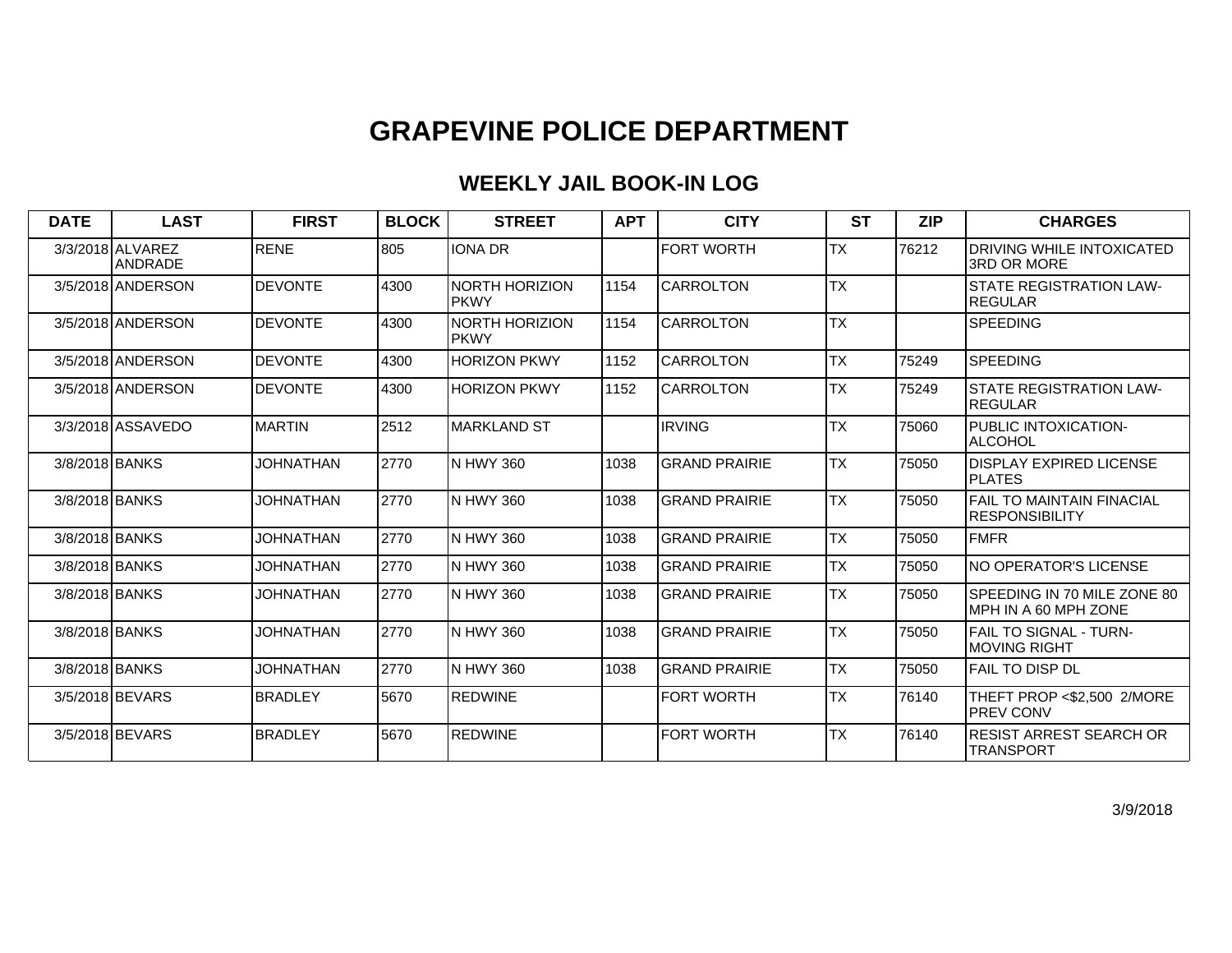# GRAPEVINE POLICE DEPARTMENT

## WEEKLY JAIL BOOK-IN LOG

| DATE | LAST | FIRST | BLOCK | STREET | APT | CITY | ST | ZIP | CHARGES |
|---|---|---|---|---|---|---|---|---|---|
| 3/3/2018 | ALVAREZ ANDRADE | RENE | 805 | IONA DR | | FORT WORTH | TX | 76212 | DRIVING WHILE INTOXICATED 3RD OR MORE |
| 3/5/2018 | ANDERSON | DEVONTE | 4300 | NORTH HORIZION PKWY | 1154 | CARROLTON | TX | | STATE REGISTRATION LAW-REGULAR |
| 3/5/2018 | ANDERSON | DEVONTE | 4300 | NORTH HORIZION PKWY | 1154 | CARROLTON | TX | | SPEEDING |
| 3/5/2018 | ANDERSON | DEVONTE | 4300 | HORIZON PKWY | 1152 | CARROLTON | TX | 75249 | SPEEDING |
| 3/5/2018 | ANDERSON | DEVONTE | 4300 | HORIZON PKWY | 1152 | CARROLTON | TX | 75249 | STATE REGISTRATION LAW-REGULAR |
| 3/3/2018 | ASSAVEDO | MARTIN | 2512 | MARKLAND ST | | IRVING | TX | 75060 | PUBLIC INTOXICATION-ALCOHOL |
| 3/8/2018 | BANKS | JOHNATHAN | 2770 | N HWY 360 | 1038 | GRAND PRAIRIE | TX | 75050 | DISPLAY EXPIRED LICENSE PLATES |
| 3/8/2018 | BANKS | JOHNATHAN | 2770 | N HWY 360 | 1038 | GRAND PRAIRIE | TX | 75050 | FAIL TO MAINTAIN FINACIAL RESPONSIBILITY |
| 3/8/2018 | BANKS | JOHNATHAN | 2770 | N HWY 360 | 1038 | GRAND PRAIRIE | TX | 75050 | FMFR |
| 3/8/2018 | BANKS | JOHNATHAN | 2770 | N HWY 360 | 1038 | GRAND PRAIRIE | TX | 75050 | NO OPERATOR'S LICENSE |
| 3/8/2018 | BANKS | JOHNATHAN | 2770 | N HWY 360 | 1038 | GRAND PRAIRIE | TX | 75050 | SPEEDING IN 70 MILE ZONE 80 MPH IN A 60 MPH ZONE |
| 3/8/2018 | BANKS | JOHNATHAN | 2770 | N HWY 360 | 1038 | GRAND PRAIRIE | TX | 75050 | FAIL TO SIGNAL - TURN-MOVING RIGHT |
| 3/8/2018 | BANKS | JOHNATHAN | 2770 | N HWY 360 | 1038 | GRAND PRAIRIE | TX | 75050 | FAIL TO DISP DL |
| 3/5/2018 | BEVARS | BRADLEY | 5670 | REDWINE | | FORT WORTH | TX | 76140 | THEFT PROP <$2,500 2/MORE PREV CONV |
| 3/5/2018 | BEVARS | BRADLEY | 5670 | REDWINE | | FORT WORTH | TX | 76140 | RESIST ARREST SEARCH OR TRANSPORT |

3/9/2018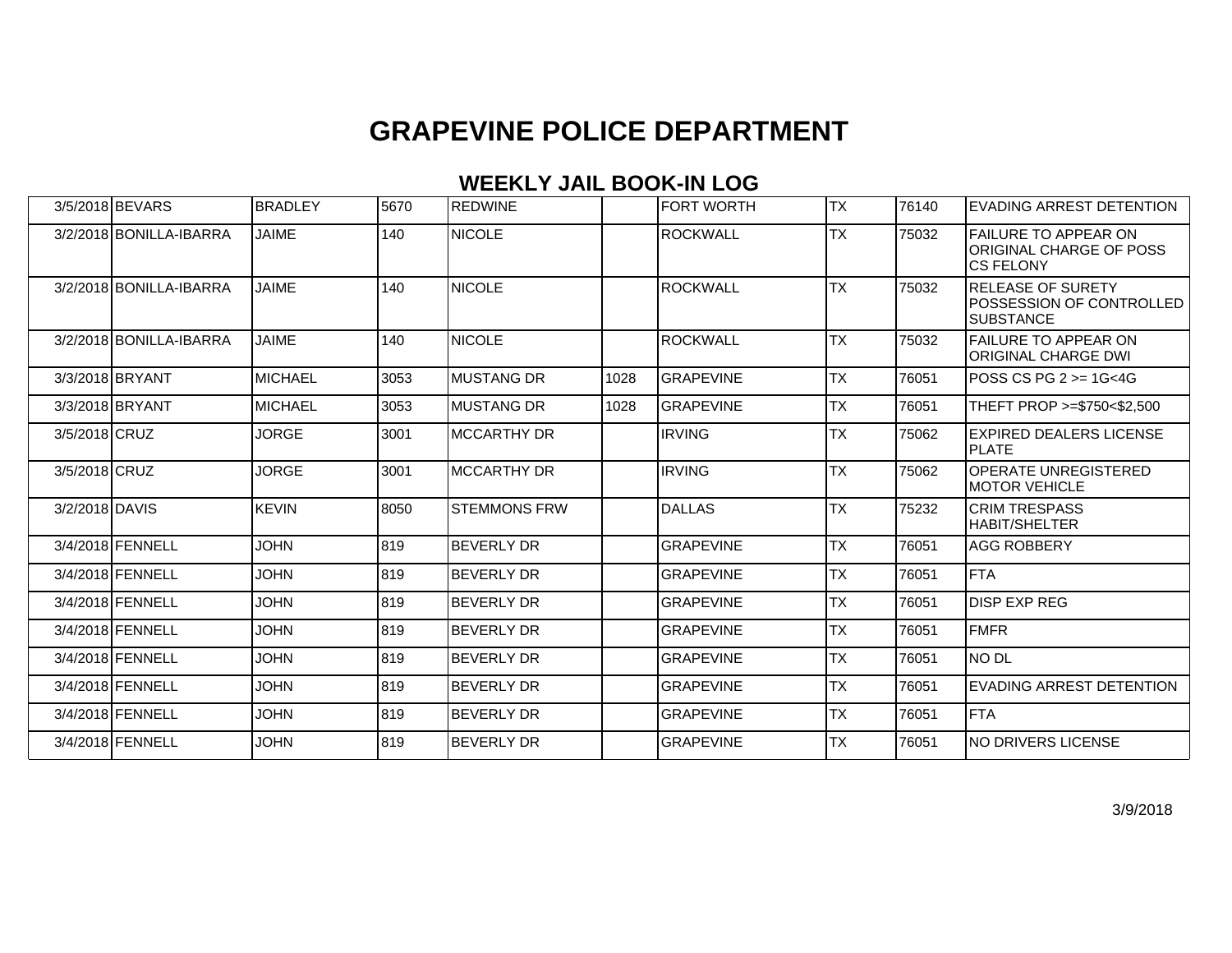# GRAPEVINE POLICE DEPARTMENT

## WEEKLY JAIL BOOK-IN LOG

| | | | | | | | | | |
|---|---|---|---|---|---|---|---|---|---|
| 3/5/2018 | BEVARS | BRADLEY | 5670 | REDWINE | | FORT WORTH | TX | 76140 | EVADING ARREST DETENTION |
| 3/2/2018 | BONILLA-IBARRA | JAIME | 140 | NICOLE | | ROCKWALL | TX | 75032 | FAILURE TO APPEAR ON ORIGINAL CHARGE OF POSS CS FELONY |
| 3/2/2018 | BONILLA-IBARRA | JAIME | 140 | NICOLE | | ROCKWALL | TX | 75032 | RELEASE OF SURETY POSSESSION OF CONTROLLED SUBSTANCE |
| 3/2/2018 | BONILLA-IBARRA | JAIME | 140 | NICOLE | | ROCKWALL | TX | 75032 | FAILURE TO APPEAR ON ORIGINAL CHARGE DWI |
| 3/3/2018 | BRYANT | MICHAEL | 3053 | MUSTANG DR | 1028 | GRAPEVINE | TX | 76051 | POSS CS PG 2 >= 1G<4G |
| 3/3/2018 | BRYANT | MICHAEL | 3053 | MUSTANG DR | 1028 | GRAPEVINE | TX | 76051 | THEFT PROP >=$750<$2,500 |
| 3/5/2018 | CRUZ | JORGE | 3001 | MCCARTHY DR | | IRVING | TX | 75062 | EXPIRED DEALERS LICENSE PLATE |
| 3/5/2018 | CRUZ | JORGE | 3001 | MCCARTHY DR | | IRVING | TX | 75062 | OPERATE UNREGISTERED MOTOR VEHICLE |
| 3/2/2018 | DAVIS | KEVIN | 8050 | STEMMONS FRW | | DALLAS | TX | 75232 | CRIM TRESPASS HABIT/SHELTER |
| 3/4/2018 | FENNELL | JOHN | 819 | BEVERLY DR | | GRAPEVINE | TX | 76051 | AGG ROBBERY |
| 3/4/2018 | FENNELL | JOHN | 819 | BEVERLY DR | | GRAPEVINE | TX | 76051 | FTA |
| 3/4/2018 | FENNELL | JOHN | 819 | BEVERLY DR | | GRAPEVINE | TX | 76051 | DISP EXP REG |
| 3/4/2018 | FENNELL | JOHN | 819 | BEVERLY DR | | GRAPEVINE | TX | 76051 | FMFR |
| 3/4/2018 | FENNELL | JOHN | 819 | BEVERLY DR | | GRAPEVINE | TX | 76051 | NO DL |
| 3/4/2018 | FENNELL | JOHN | 819 | BEVERLY DR | | GRAPEVINE | TX | 76051 | EVADING ARREST DETENTION |
| 3/4/2018 | FENNELL | JOHN | 819 | BEVERLY DR | | GRAPEVINE | TX | 76051 | FTA |
| 3/4/2018 | FENNELL | JOHN | 819 | BEVERLY DR | | GRAPEVINE | TX | 76051 | NO DRIVERS LICENSE |

3/9/2018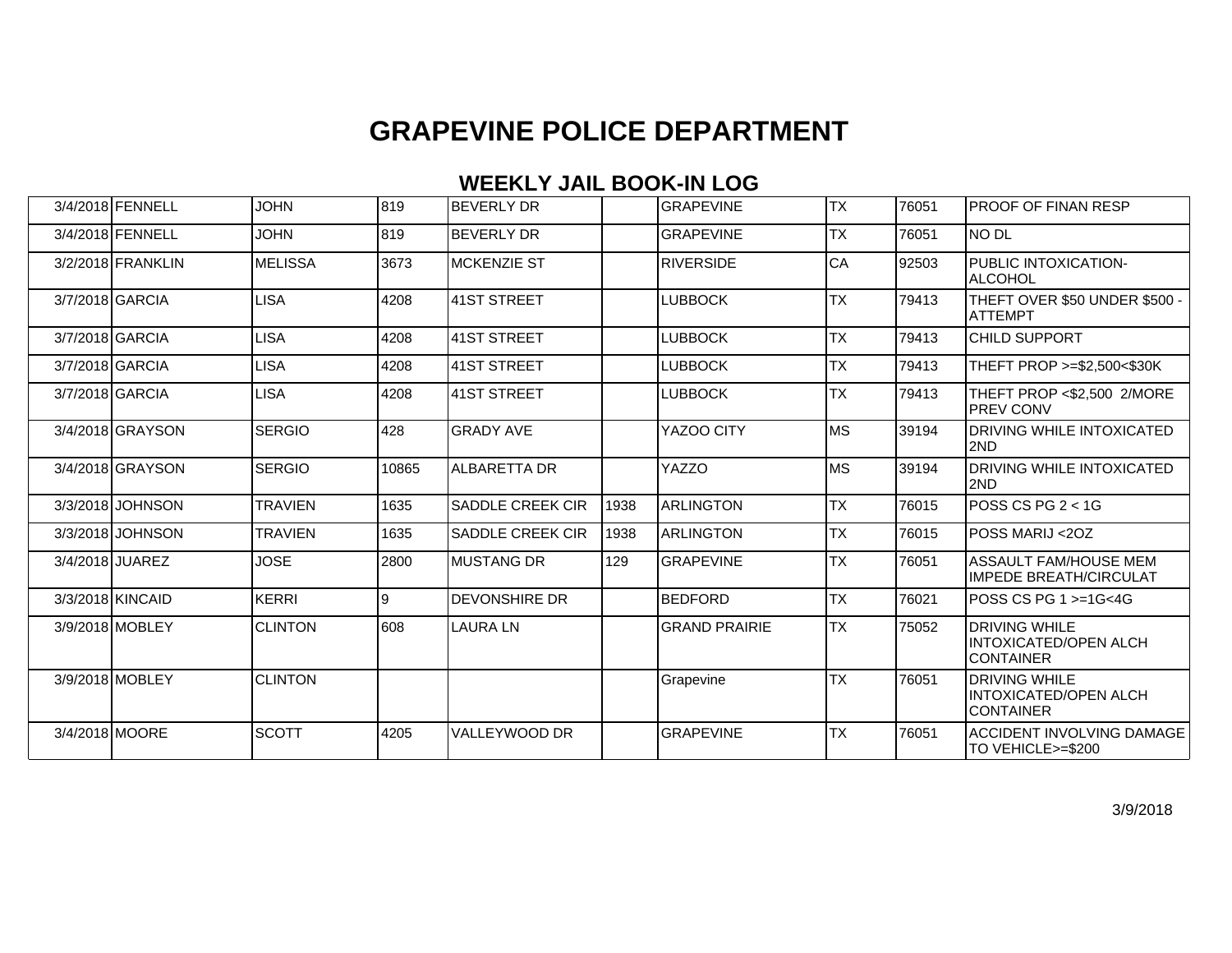# GRAPEVINE POLICE DEPARTMENT

## WEEKLY JAIL BOOK-IN LOG

| | | | | | | | | | |
|---|---|---|---|---|---|---|---|---|---|
| 3/4/2018 | FENNELL | JOHN | 819 | BEVERLY DR | | GRAPEVINE | TX | 76051 | PROOF OF FINAN RESP |
| 3/4/2018 | FENNELL | JOHN | 819 | BEVERLY DR | | GRAPEVINE | TX | 76051 | NO DL |
| 3/2/2018 | FRANKLIN | MELISSA | 3673 | MCKENZIE ST | | RIVERSIDE | CA | 92503 | PUBLIC INTOXICATION-ALCOHOL |
| 3/7/2018 | GARCIA | LISA | 4208 | 41ST STREET | | LUBBOCK | TX | 79413 | THEFT OVER $50 UNDER $500 - ATTEMPT |
| 3/7/2018 | GARCIA | LISA | 4208 | 41ST STREET | | LUBBOCK | TX | 79413 | CHILD SUPPORT |
| 3/7/2018 | GARCIA | LISA | 4208 | 41ST STREET | | LUBBOCK | TX | 79413 | THEFT PROP >=$2,500<$30K |
| 3/7/2018 | GARCIA | LISA | 4208 | 41ST STREET | | LUBBOCK | TX | 79413 | THEFT PROP <$2,500 2/MORE PREV CONV |
| 3/4/2018 | GRAYSON | SERGIO | 428 | GRADY AVE | | YAZOO CITY | MS | 39194 | DRIVING WHILE INTOXICATED 2ND |
| 3/4/2018 | GRAYSON | SERGIO | 10865 | ALBARETTA DR | | YAZZO | MS | 39194 | DRIVING WHILE INTOXICATED 2ND |
| 3/3/2018 | JOHNSON | TRAVIEN | 1635 | SADDLE CREEK CIR | 1938 | ARLINGTON | TX | 76015 | POSS CS PG 2 < 1G |
| 3/3/2018 | JOHNSON | TRAVIEN | 1635 | SADDLE CREEK CIR | 1938 | ARLINGTON | TX | 76015 | POSS MARIJ <2OZ |
| 3/4/2018 | JUAREZ | JOSE | 2800 | MUSTANG DR | 129 | GRAPEVINE | TX | 76051 | ASSAULT FAM/HOUSE MEM IMPEDE BREATH/CIRCULAT |
| 3/3/2018 | KINCAID | KERRI | 9 | DEVONSHIRE DR | | BEDFORD | TX | 76021 | POSS CS PG 1 >=1G<4G |
| 3/9/2018 | MOBLEY | CLINTON | 608 | LAURA LN | | GRAND PRAIRIE | TX | 75052 | DRIVING WHILE INTOXICATED/OPEN ALCH CONTAINER |
| 3/9/2018 | MOBLEY | CLINTON | | | | Grapevine | TX | 76051 | DRIVING WHILE INTOXICATED/OPEN ALCH CONTAINER |
| 3/4/2018 | MOORE | SCOTT | 4205 | VALLEYWOOD DR | | GRAPEVINE | TX | 76051 | ACCIDENT INVOLVING DAMAGE TO VEHICLE>=$200 |

3/9/2018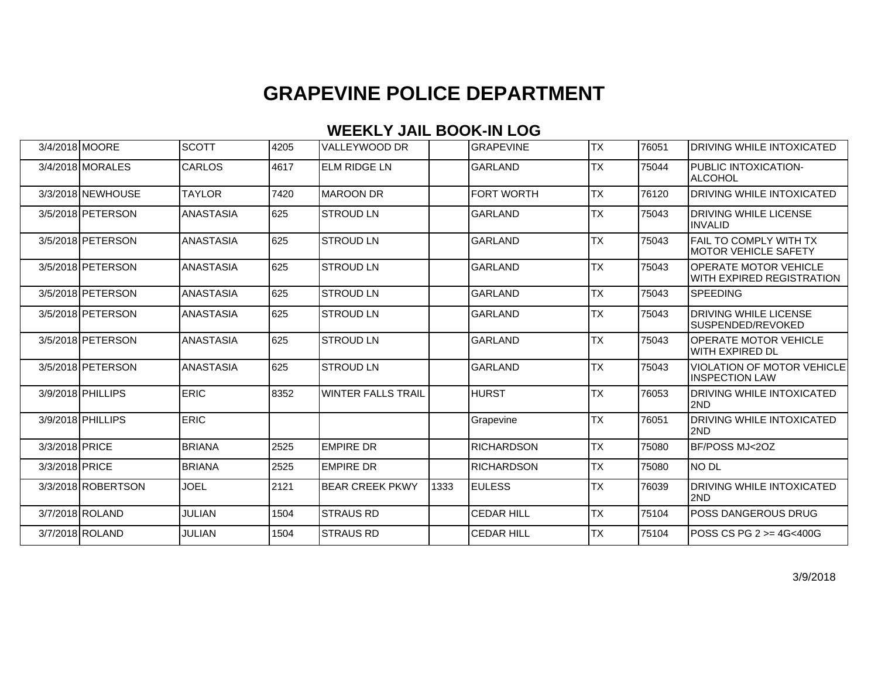# GRAPEVINE POLICE DEPARTMENT

## WEEKLY JAIL BOOK-IN LOG

| | | | | | | | | | |
|---|---|---|---|---|---|---|---|---|---|
| 3/4/2018 | MOORE | SCOTT | 4205 | VALLEYWOOD DR | | GRAPEVINE | TX | 76051 | DRIVING WHILE INTOXICATED |
| 3/4/2018 | MORALES | CARLOS | 4617 | ELM RIDGE LN | | GARLAND | TX | 75044 | PUBLIC INTOXICATION-ALCOHOL |
| 3/3/2018 | NEWHOUSE | TAYLOR | 7420 | MAROON DR | | FORT WORTH | TX | 76120 | DRIVING WHILE INTOXICATED |
| 3/5/2018 | PETERSON | ANASTASIA | 625 | STROUD LN | | GARLAND | TX | 75043 | DRIVING WHILE LICENSE INVALID |
| 3/5/2018 | PETERSON | ANASTASIA | 625 | STROUD LN | | GARLAND | TX | 75043 | FAIL TO COMPLY WITH TX MOTOR VEHICLE SAFETY |
| 3/5/2018 | PETERSON | ANASTASIA | 625 | STROUD LN | | GARLAND | TX | 75043 | OPERATE MOTOR VEHICLE WITH EXPIRED REGISTRATION |
| 3/5/2018 | PETERSON | ANASTASIA | 625 | STROUD LN | | GARLAND | TX | 75043 | SPEEDING |
| 3/5/2018 | PETERSON | ANASTASIA | 625 | STROUD LN | | GARLAND | TX | 75043 | DRIVING WHILE LICENSE SUSPENDED/REVOKED |
| 3/5/2018 | PETERSON | ANASTASIA | 625 | STROUD LN | | GARLAND | TX | 75043 | OPERATE MOTOR VEHICLE WITH EXPIRED DL |
| 3/5/2018 | PETERSON | ANASTASIA | 625 | STROUD LN | | GARLAND | TX | 75043 | VIOLATION OF MOTOR VEHICLE INSPECTION LAW |
| 3/9/2018 | PHILLIPS | ERIC | 8352 | WINTER FALLS TRAIL | | HURST | TX | 76053 | DRIVING WHILE INTOXICATED 2ND |
| 3/9/2018 | PHILLIPS | ERIC | | | | Grapevine | TX | 76051 | DRIVING WHILE INTOXICATED 2ND |
| 3/3/2018 | PRICE | BRIANA | 2525 | EMPIRE DR | | RICHARDSON | TX | 75080 | BF/POSS MJ<2OZ |
| 3/3/2018 | PRICE | BRIANA | 2525 | EMPIRE DR | | RICHARDSON | TX | 75080 | NO DL |
| 3/3/2018 | ROBERTSON | JOEL | 2121 | BEAR CREEK PKWY | 1333 | EULESS | TX | 76039 | DRIVING WHILE INTOXICATED 2ND |
| 3/7/2018 | ROLAND | JULIAN | 1504 | STRAUS RD | | CEDAR HILL | TX | 75104 | POSS DANGEROUS DRUG |
| 3/7/2018 | ROLAND | JULIAN | 1504 | STRAUS RD | | CEDAR HILL | TX | 75104 | POSS CS PG 2 >= 4G<400G |

3/9/2018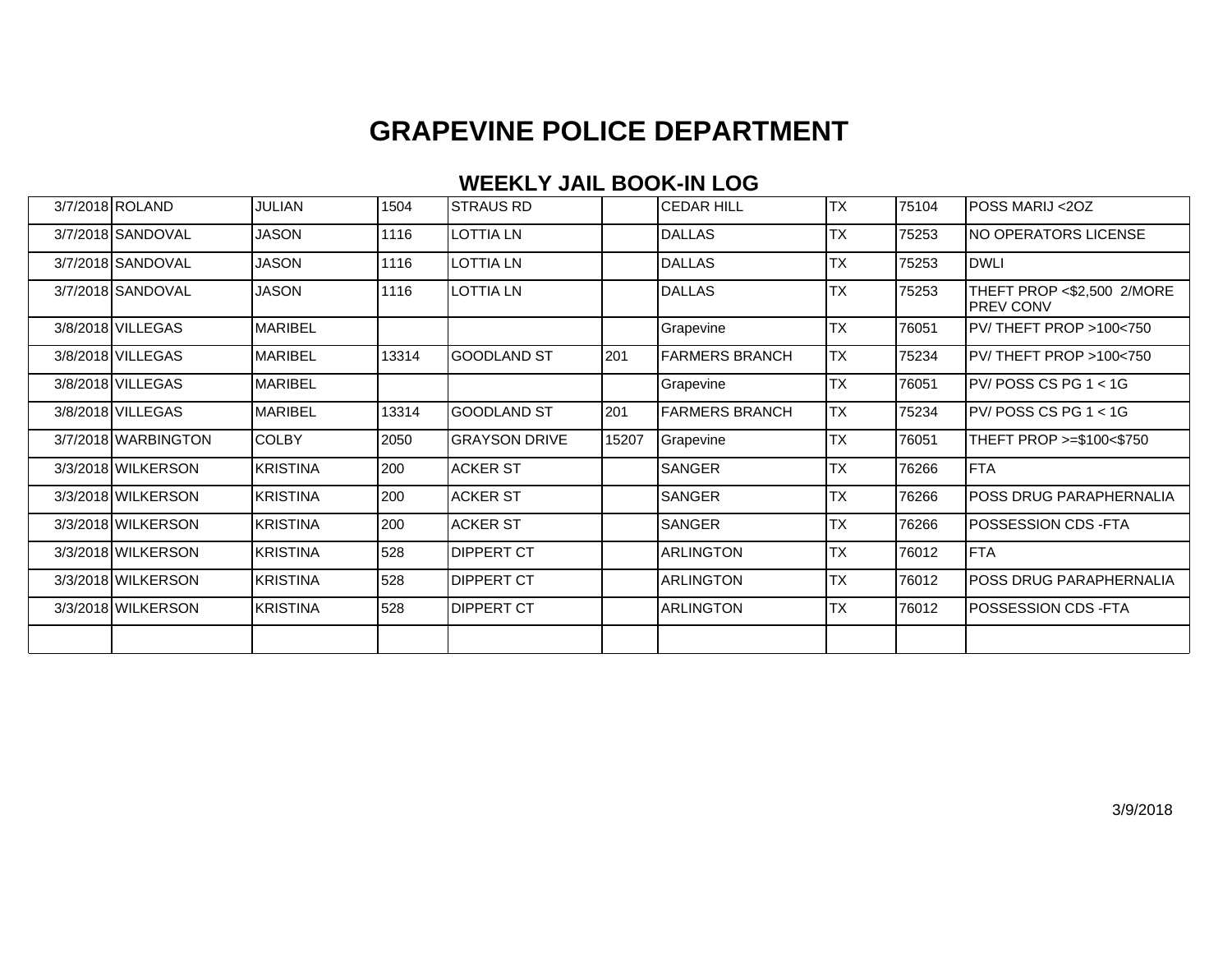# GRAPEVINE POLICE DEPARTMENT

## WEEKLY JAIL BOOK-IN LOG

| | | | | | | | | | |
|---|---|---|---|---|---|---|---|---|---|
| 3/7/2018 | ROLAND | JULIAN | 1504 | STRAUS RD | | CEDAR HILL | TX | 75104 | POSS MARIJ <2OZ |
| 3/7/2018 | SANDOVAL | JASON | 1116 | LOTTIA LN | | DALLAS | TX | 75253 | NO OPERATORS LICENSE |
| 3/7/2018 | SANDOVAL | JASON | 1116 | LOTTIA LN | | DALLAS | TX | 75253 | DWLI |
| 3/7/2018 | SANDOVAL | JASON | 1116 | LOTTIA LN | | DALLAS | TX | 75253 | THEFT PROP <$2,500 2/MORE PREV CONV |
| 3/8/2018 | VILLEGAS | MARIBEL | | | | Grapevine | TX | 76051 | PV/ THEFT PROP >100<750 |
| 3/8/2018 | VILLEGAS | MARIBEL | 13314 | GOODLAND ST | 201 | FARMERS BRANCH | TX | 75234 | PV/ THEFT PROP >100<750 |
| 3/8/2018 | VILLEGAS | MARIBEL | | | | Grapevine | TX | 76051 | PV/ POSS CS PG 1 < 1G |
| 3/8/2018 | VILLEGAS | MARIBEL | 13314 | GOODLAND ST | 201 | FARMERS BRANCH | TX | 75234 | PV/ POSS CS PG 1 < 1G |
| 3/7/2018 | WARBINGTON | COLBY | 2050 | GRAYSON DRIVE | 15207 | Grapevine | TX | 76051 | THEFT PROP >=$100<$750 |
| 3/3/2018 | WILKERSON | KRISTINA | 200 | ACKER ST | | SANGER | TX | 76266 | FTA |
| 3/3/2018 | WILKERSON | KRISTINA | 200 | ACKER ST | | SANGER | TX | 76266 | POSS DRUG PARAPHERNALIA |
| 3/3/2018 | WILKERSON | KRISTINA | 200 | ACKER ST | | SANGER | TX | 76266 | POSSESSION CDS -FTA |
| 3/3/2018 | WILKERSON | KRISTINA | 528 | DIPPERT CT | | ARLINGTON | TX | 76012 | FTA |
| 3/3/2018 | WILKERSON | KRISTINA | 528 | DIPPERT CT | | ARLINGTON | TX | 76012 | POSS DRUG PARAPHERNALIA |
| 3/3/2018 | WILKERSON | KRISTINA | 528 | DIPPERT CT | | ARLINGTON | TX | 76012 | POSSESSION CDS -FTA |
| | | | | | | | | | |

3/9/2018